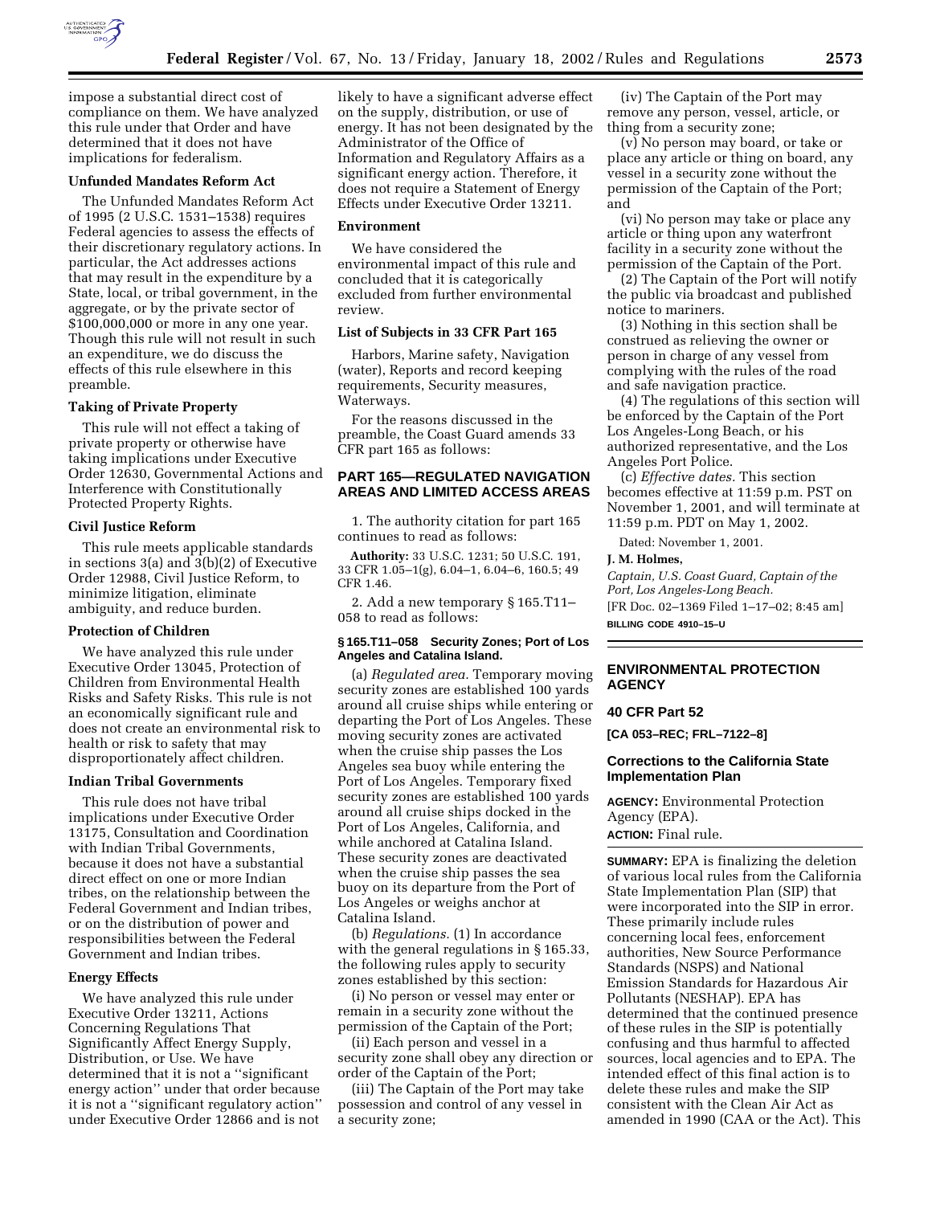impose a substantial direct cost of compliance on them. We have analyzed this rule under that Order and have determined that it does not have implications for federalism.

**Unfunded Mandates Reform Act**

The Unfunded Mandates Reform Act of 1995 (2 U.S.C. 1531–1538) requires Federal agencies to assess the effects of their discretionary regulatory actions. In particular, the Act addresses actions that may result in the expenditure by a State, local, or tribal government, in the aggregate, or by the private sector of $100,000,000 or more in any one year. Though this rule will not result in such an expenditure, we do discuss the effects of this rule elsewhere in this preamble.

**Taking of Private Property**

This rule will not effect a taking of private property or otherwise have taking implications under Executive Order 12630, Governmental Actions and Interference with Constitutionally Protected Property Rights.

**Civil Justice Reform**

This rule meets applicable standards in sections 3(a) and 3(b)(2) of Executive Order 12988, Civil Justice Reform, to minimize litigation, eliminate ambiguity, and reduce burden.

**Protection of Children**

We have analyzed this rule under Executive Order 13045, Protection of Children from Environmental Health Risks and Safety Risks. This rule is not an economically significant rule and does not create an environmental risk to health or risk to safety that may disproportionately affect children.

**Indian Tribal Governments**

This rule does not have tribal implications under Executive Order 13175, Consultation and Coordination with Indian Tribal Governments, because it does not have a substantial direct effect on one or more Indian tribes, on the relationship between the Federal Government and Indian tribes, or on the distribution of power and responsibilities between the Federal Government and Indian tribes.

**Energy Effects**

We have analyzed this rule under Executive Order 13211, Actions Concerning Regulations That Significantly Affect Energy Supply, Distribution, or Use. We have determined that it is not a ''significant energy action'' under that order because it is not a ''significant regulatory action'' under Executive Order 12866 and is not likely to have a significant adverse effect on the supply, distribution, or use of energy. It has not been designated by the Administrator of the Office of Information and Regulatory Affairs as a significant energy action. Therefore, it does not require a Statement of Energy Effects under Executive Order 13211.

**Environment**

We have considered the environmental impact of this rule and concluded that it is categorically excluded from further environmental review.

**List of Subjects in 33 CFR Part 165**

Harbors, Marine safety, Navigation (water), Reports and record keeping requirements, Security measures, Waterways.

For the reasons discussed in the preamble, the Coast Guard amends 33 CFR part 165 as follows:

## PART 165—REGULATED NAVIGATION AREAS AND LIMITED ACCESS AREAS

1. The authority citation for part 165 continues to read as follows:

**Authority:** 33 U.S.C. 1231; 50 U.S.C. 191, 33 CFR 1.05–1(g), 6.04–1, 6.04–6, 160.5; 49 CFR 1.46.

2. Add a new temporary § 165.T11–058 to read as follows:

### § 165.T11–058 Security Zones; Port of Los Angeles and Catalina Island.

(a) *Regulated area.* Temporary moving security zones are established 100 yards around all cruise ships while entering or departing the Port of Los Angeles. These moving security zones are activated when the cruise ship passes the Los Angeles sea buoy while entering the Port of Los Angeles. Temporary fixed security zones are established 100 yards around all cruise ships docked in the Port of Los Angeles, California, and while anchored at Catalina Island. These security zones are deactivated when the cruise ship passes the sea buoy on its departure from the Port of Los Angeles or weighs anchor at Catalina Island.

(b) *Regulations.* (1) In accordance with the general regulations in § 165.33, the following rules apply to security zones established by this section:

(i) No person or vessel may enter or remain in a security zone without the permission of the Captain of the Port;

(ii) Each person and vessel in a security zone shall obey any direction or order of the Captain of the Port;

(iii) The Captain of the Port may take possession and control of any vessel in a security zone;

(iv) The Captain of the Port may remove any person, vessel, article, or thing from a security zone;

(v) No person may board, or take or place any article or thing on board, any vessel in a security zone without the permission of the Captain of the Port; and

(vi) No person may take or place any article or thing upon any waterfront facility in a security zone without the permission of the Captain of the Port.

(2) The Captain of the Port will notify the public via broadcast and published notice to mariners.

(3) Nothing in this section shall be construed as relieving the owner or person in charge of any vessel from complying with the rules of the road and safe navigation practice.

(4) The regulations of this section will be enforced by the Captain of the Port Los Angeles-Long Beach, or his authorized representative, and the Los Angeles Port Police.

(c) *Effective dates.* This section becomes effective at 11:59 p.m. PST on November 1, 2001, and will terminate at 11:59 p.m. PDT on May 1, 2002.

Dated: November 1, 2001.

**J. M. Holmes,**

*Captain, U.S. Coast Guard, Captain of the Port, Los Angeles-Long Beach.*

[FR Doc. 02–1369 Filed 1–17–02; 8:45 am]

**BILLING CODE 4910–15–U**

---

## ENVIRONMENTAL PROTECTION AGENCY

### 40 CFR Part 52

**[CA 053–REC; FRL–7122–8]**

### Corrections to the California State Implementation Plan

**AGENCY:** Environmental Protection Agency (EPA).

**ACTION:** Final rule.

**SUMMARY:** EPA is finalizing the deletion of various local rules from the California State Implementation Plan (SIP) that were incorporated into the SIP in error. These primarily include rules concerning local fees, enforcement authorities, New Source Performance Standards (NSPS) and National Emission Standards for Hazardous Air Pollutants (NESHAP). EPA has determined that the continued presence of these rules in the SIP is potentially confusing and thus harmful to affected sources, local agencies and to EPA. The intended effect of this final action is to delete these rules and make the SIP consistent with the Clean Air Act as amended in 1990 (CAA or the Act). This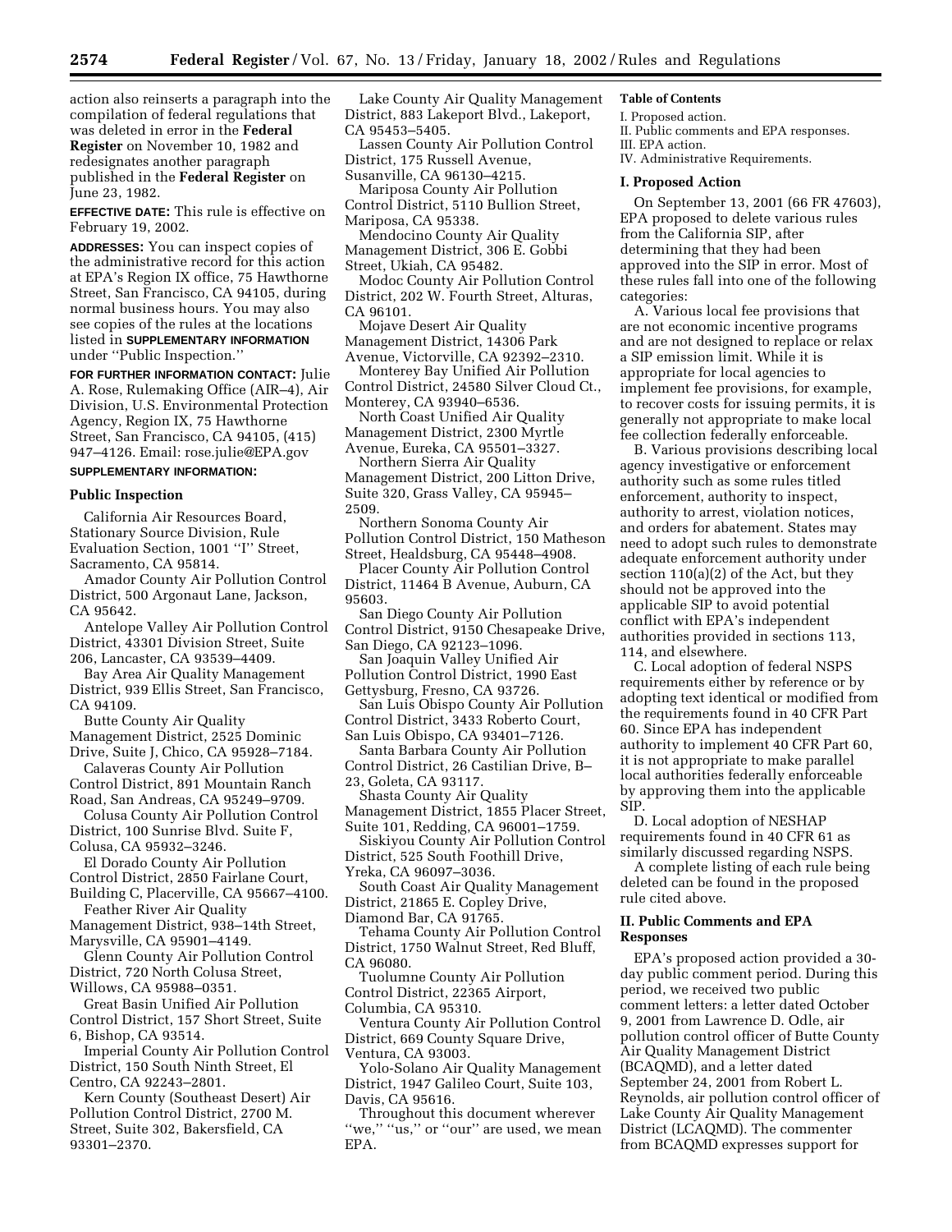action also reinserts a paragraph into the compilation of federal regulations that was deleted in error in the **Federal Register** on November 10, 1982 and redesignates another paragraph published in the **Federal Register** on June 23, 1982.

**EFFECTIVE DATE:** This rule is effective on February 19, 2002.

**ADDRESSES:** You can inspect copies of the administrative record for this action at EPA's Region IX office, 75 Hawthorne Street, San Francisco, CA 94105, during normal business hours. You may also see copies of the rules at the locations listed in **SUPPLEMENTARY INFORMATION** under ''Public Inspection.''

**FOR FURTHER INFORMATION CONTACT:** Julie A. Rose, Rulemaking Office (AIR–4), Air Division, U.S. Environmental Protection Agency, Region IX, 75 Hawthorne Street, San Francisco, CA 94105, (415) 947–4126. Email: rose.julie@EPA.gov

**SUPPLEMENTARY INFORMATION:**

## Public Inspection

California Air Resources Board, Stationary Source Division, Rule Evaluation Section, 1001 ''I'' Street, Sacramento, CA 95814.

Amador County Air Pollution Control District, 500 Argonaut Lane, Jackson, CA 95642.

Antelope Valley Air Pollution Control District, 43301 Division Street, Suite 206, Lancaster, CA 93539–4409.

Bay Area Air Quality Management District, 939 Ellis Street, San Francisco, CA 94109.

Butte County Air Quality Management District, 2525 Dominic Drive, Suite J, Chico, CA 95928–7184.

Calaveras County Air Pollution Control District, 891 Mountain Ranch Road, San Andreas, CA 95249–9709.

Colusa County Air Pollution Control District, 100 Sunrise Blvd. Suite F, Colusa, CA 95932–3246.

El Dorado County Air Pollution Control District, 2850 Fairlane Court, Building C, Placerville, CA 95667–4100.

Feather River Air Quality Management District, 938–14th Street, Marysville, CA 95901–4149.

Glenn County Air Pollution Control District, 720 North Colusa Street, Willows, CA 95988–0351.

Great Basin Unified Air Pollution Control District, 157 Short Street, Suite 6, Bishop, CA 93514.

Imperial County Air Pollution Control District, 150 South Ninth Street, El Centro, CA 92243–2801.

Kern County (Southeast Desert) Air Pollution Control District, 2700 M. Street, Suite 302, Bakersfield, CA 93301–2370.

Lake County Air Quality Management District, 883 Lakeport Blvd., Lakeport, CA 95453–5405.

Lassen County Air Pollution Control District, 175 Russell Avenue, Susanville, CA 96130–4215.

Mariposa County Air Pollution Control District, 5110 Bullion Street, Mariposa, CA 95338.

Mendocino County Air Quality Management District, 306 E. Gobbi Street, Ukiah, CA 95482.

Modoc County Air Pollution Control District, 202 W. Fourth Street, Alturas, CA 96101.

Mojave Desert Air Quality Management District, 14306 Park Avenue, Victorville, CA 92392–2310.

Monterey Bay Unified Air Pollution Control District, 24580 Silver Cloud Ct., Monterey, CA 93940–6536.

North Coast Unified Air Quality Management District, 2300 Myrtle Avenue, Eureka, CA 95501–3327.

Northern Sierra Air Quality Management District, 200 Litton Drive, Suite 320, Grass Valley, CA 95945–2509.

Northern Sonoma County Air Pollution Control District, 150 Matheson Street, Healdsburg, CA 95448–4908.

Placer County Air Pollution Control District, 11464 B Avenue, Auburn, CA 95603.

San Diego County Air Pollution Control District, 9150 Chesapeake Drive, San Diego, CA 92123–1096.

San Joaquin Valley Unified Air Pollution Control District, 1990 East Gettysburg, Fresno, CA 93726.

San Luis Obispo County Air Pollution Control District, 3433 Roberto Court, San Luis Obispo, CA 93401–7126.

Santa Barbara County Air Pollution Control District, 26 Castilian Drive, B–23, Goleta, CA 93117.

Shasta County Air Quality Management District, 1855 Placer Street, Suite 101, Redding, CA 96001–1759.

Siskiyou County Air Pollution Control District, 525 South Foothill Drive, Yreka, CA 96097–3036.

South Coast Air Quality Management District, 21865 E. Copley Drive, Diamond Bar, CA 91765.

Tehama County Air Pollution Control District, 1750 Walnut Street, Red Bluff, CA 96080.

Tuolumne County Air Pollution Control District, 22365 Airport, Columbia, CA 95310.

Ventura County Air Pollution Control District, 669 County Square Drive, Ventura, CA 93003.

Yolo-Solano Air Quality Management District, 1947 Galileo Court, Suite 103, Davis, CA 95616.

Throughout this document wherever ''we,'' ''us,'' or ''our'' are used, we mean EPA.

**Table of Contents**

I. Proposed action.
II. Public comments and EPA responses.
III. EPA action.
IV. Administrative Requirements.

## I. Proposed Action

On September 13, 2001 (66 FR 47603), EPA proposed to delete various rules from the California SIP, after determining that they had been approved into the SIP in error. Most of these rules fall into one of the following categories:

A. Various local fee provisions that are not economic incentive programs and are not designed to replace or relax a SIP emission limit. While it is appropriate for local agencies to implement fee provisions, for example, to recover costs for issuing permits, it is generally not appropriate to make local fee collection federally enforceable.

B. Various provisions describing local agency investigative or enforcement authority such as some rules titled enforcement, authority to inspect, authority to arrest, violation notices, and orders for abatement. States may need to adopt such rules to demonstrate adequate enforcement authority under section 110(a)(2) of the Act, but they should not be approved into the applicable SIP to avoid potential conflict with EPA's independent authorities provided in sections 113, 114, and elsewhere.

C. Local adoption of federal NSPS requirements either by reference or by adopting text identical or modified from the requirements found in 40 CFR Part 60. Since EPA has independent authority to implement 40 CFR Part 60, it is not appropriate to make parallel local authorities federally enforceable by approving them into the applicable SIP.

D. Local adoption of NESHAP requirements found in 40 CFR 61 as similarly discussed regarding NSPS.

A complete listing of each rule being deleted can be found in the proposed rule cited above.

## II. Public Comments and EPA Responses

EPA's proposed action provided a 30-day public comment period. During this period, we received two public comment letters: a letter dated October 9, 2001 from Lawrence D. Odle, air pollution control officer of Butte County Air Quality Management District (BCAQMD), and a letter dated September 24, 2001 from Robert L. Reynolds, air pollution control officer of Lake County Air Quality Management District (LCAQMD). The commenter from BCAQMD expresses support for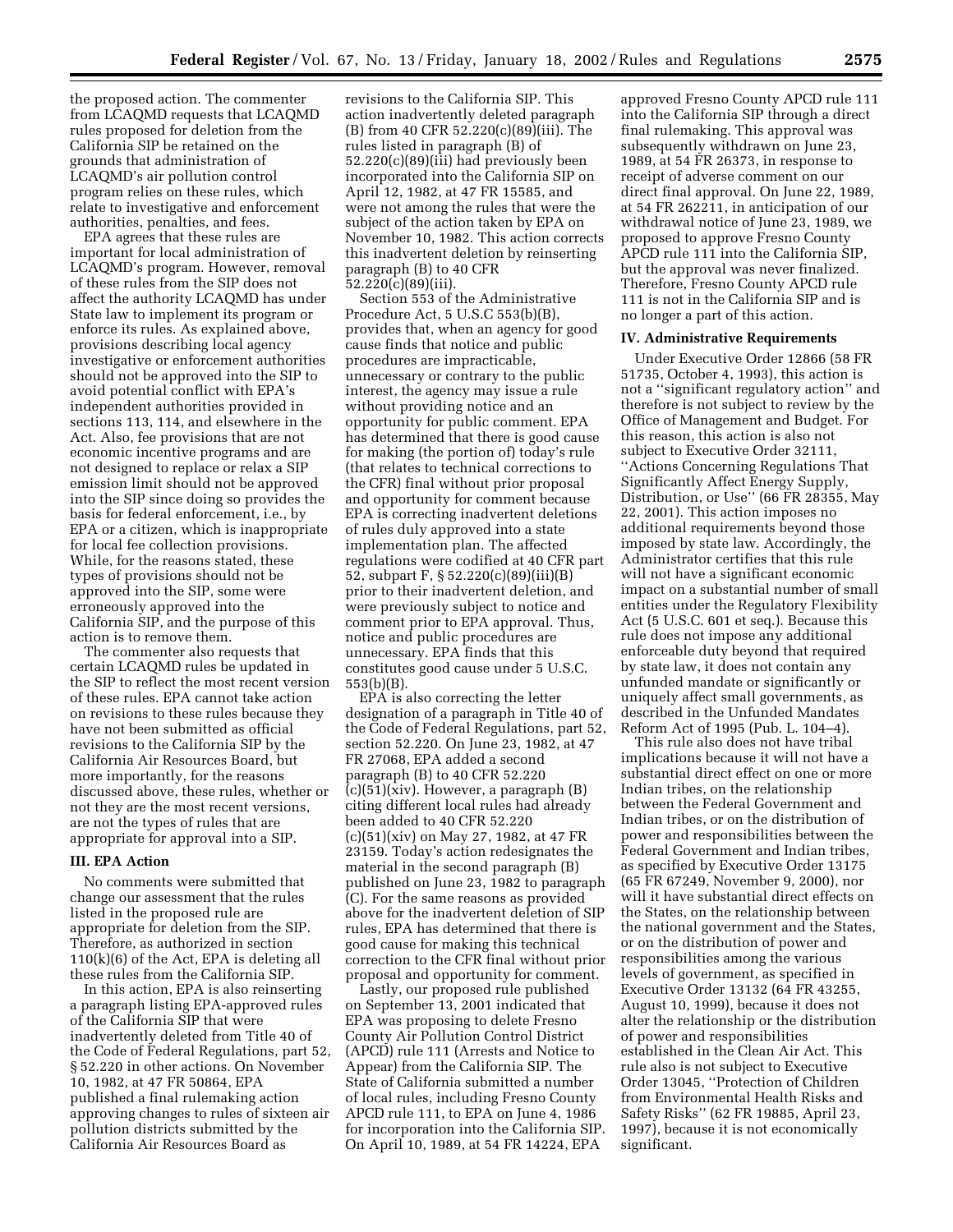the proposed action. The commenter from LCAQMD requests that LCAQMD rules proposed for deletion from the California SIP be retained on the grounds that administration of LCAQMD's air pollution control program relies on these rules, which relate to investigative and enforcement authorities, penalties, and fees.

EPA agrees that these rules are important for local administration of LCAQMD's program. However, removal of these rules from the SIP does not affect the authority LCAQMD has under State law to implement its program or enforce its rules. As explained above, provisions describing local agency investigative or enforcement authorities should not be approved into the SIP to avoid potential conflict with EPA's independent authorities provided in sections 113, 114, and elsewhere in the Act. Also, fee provisions that are not economic incentive programs and are not designed to replace or relax a SIP emission limit should not be approved into the SIP since doing so provides the basis for federal enforcement, i.e., by EPA or a citizen, which is inappropriate for local fee collection provisions. While, for the reasons stated, these types of provisions should not be approved into the SIP, some were erroneously approved into the California SIP, and the purpose of this action is to remove them.

The commenter also requests that certain LCAQMD rules be updated in the SIP to reflect the most recent version of these rules. EPA cannot take action on revisions to these rules because they have not been submitted as official revisions to the California SIP by the California Air Resources Board, but more importantly, for the reasons discussed above, these rules, whether or not they are the most recent versions, are not the types of rules that are appropriate for approval into a SIP.

### III. EPA Action

No comments were submitted that change our assessment that the rules listed in the proposed rule are appropriate for deletion from the SIP. Therefore, as authorized in section 110(k)(6) of the Act, EPA is deleting all these rules from the California SIP.

In this action, EPA is also reinserting a paragraph listing EPA-approved rules of the California SIP that were inadvertently deleted from Title 40 of the Code of Federal Regulations, part 52, § 52.220 in other actions. On November 10, 1982, at 47 FR 50864, EPA published a final rulemaking action approving changes to rules of sixteen air pollution districts submitted by the California Air Resources Board as revisions to the California SIP. This action inadvertently deleted paragraph (B) from 40 CFR 52.220(c)(89)(iii). The rules listed in paragraph (B) of 52.220(c)(89)(iii) had previously been incorporated into the California SIP on April 12, 1982, at 47 FR 15585, and were not among the rules that were the subject of the action taken by EPA on November 10, 1982. This action corrects this inadvertent deletion by reinserting paragraph (B) to 40 CFR 52.220(c)(89)(iii).

Section 553 of the Administrative Procedure Act, 5 U.S.C 553(b)(B), provides that, when an agency for good cause finds that notice and public procedures are impracticable, unnecessary or contrary to the public interest, the agency may issue a rule without providing notice and an opportunity for public comment. EPA has determined that there is good cause for making (the portion of) today's rule (that relates to technical corrections to the CFR) final without prior proposal and opportunity for comment because EPA is correcting inadvertent deletions of rules duly approved into a state implementation plan. The affected regulations were codified at 40 CFR part 52, subpart F, § 52.220(c)(89)(iii)(B) prior to their inadvertent deletion, and were previously subject to notice and comment prior to EPA approval. Thus, notice and public procedures are unnecessary. EPA finds that this constitutes good cause under 5 U.S.C. 553(b)(B).

EPA is also correcting the letter designation of a paragraph in Title 40 of the Code of Federal Regulations, part 52, section 52.220. On June 23, 1982, at 47 FR 27068, EPA added a second paragraph (B) to 40 CFR 52.220 (c)(51)(xiv). However, a paragraph (B) citing different local rules had already been added to 40 CFR 52.220 (c)(51)(xiv) on May 27, 1982, at 47 FR 23159. Today's action redesignates the material in the second paragraph (B) published on June 23, 1982 to paragraph (C). For the same reasons as provided above for the inadvertent deletion of SIP rules, EPA has determined that there is good cause for making this technical correction to the CFR final without prior proposal and opportunity for comment.

Lastly, our proposed rule published on September 13, 2001 indicated that EPA was proposing to delete Fresno County Air Pollution Control District (APCD) rule 111 (Arrests and Notice to Appear) from the California SIP. The State of California submitted a number of local rules, including Fresno County APCD rule 111, to EPA on June 4, 1986 for incorporation into the California SIP. On April 10, 1989, at 54 FR 14224, EPA approved Fresno County APCD rule 111 into the California SIP through a direct final rulemaking. This approval was subsequently withdrawn on June 23, 1989, at 54 FR 26373, in response to receipt of adverse comment on our direct final approval. On June 22, 1989, at 54 FR 262211, in anticipation of our withdrawal notice of June 23, 1989, we proposed to approve Fresno County APCD rule 111 into the California SIP, but the approval was never finalized. Therefore, Fresno County APCD rule 111 is not in the California SIP and is no longer a part of this action.

### IV. Administrative Requirements

Under Executive Order 12866 (58 FR 51735, October 4, 1993), this action is not a ''significant regulatory action'' and therefore is not subject to review by the Office of Management and Budget. For this reason, this action is also not subject to Executive Order 32111, ''Actions Concerning Regulations That Significantly Affect Energy Supply, Distribution, or Use'' (66 FR 28355, May 22, 2001). This action imposes no additional requirements beyond those imposed by state law. Accordingly, the Administrator certifies that this rule will not have a significant economic impact on a substantial number of small entities under the Regulatory Flexibility Act (5 U.S.C. 601 et seq.). Because this rule does not impose any additional enforceable duty beyond that required by state law, it does not contain any unfunded mandate or significantly or uniquely affect small governments, as described in the Unfunded Mandates Reform Act of 1995 (Pub. L. 104–4).

This rule also does not have tribal implications because it will not have a substantial direct effect on one or more Indian tribes, on the relationship between the Federal Government and Indian tribes, or on the distribution of power and responsibilities between the Federal Government and Indian tribes, as specified by Executive Order 13175 (65 FR 67249, November 9, 2000), nor will it have substantial direct effects on the States, on the relationship between the national government and the States, or on the distribution of power and responsibilities among the various levels of government, as specified in Executive Order 13132 (64 FR 43255, August 10, 1999), because it does not alter the relationship or the distribution of power and responsibilities established in the Clean Air Act. This rule also is not subject to Executive Order 13045, ''Protection of Children from Environmental Health Risks and Safety Risks'' (62 FR 19885, April 23, 1997), because it is not economically significant.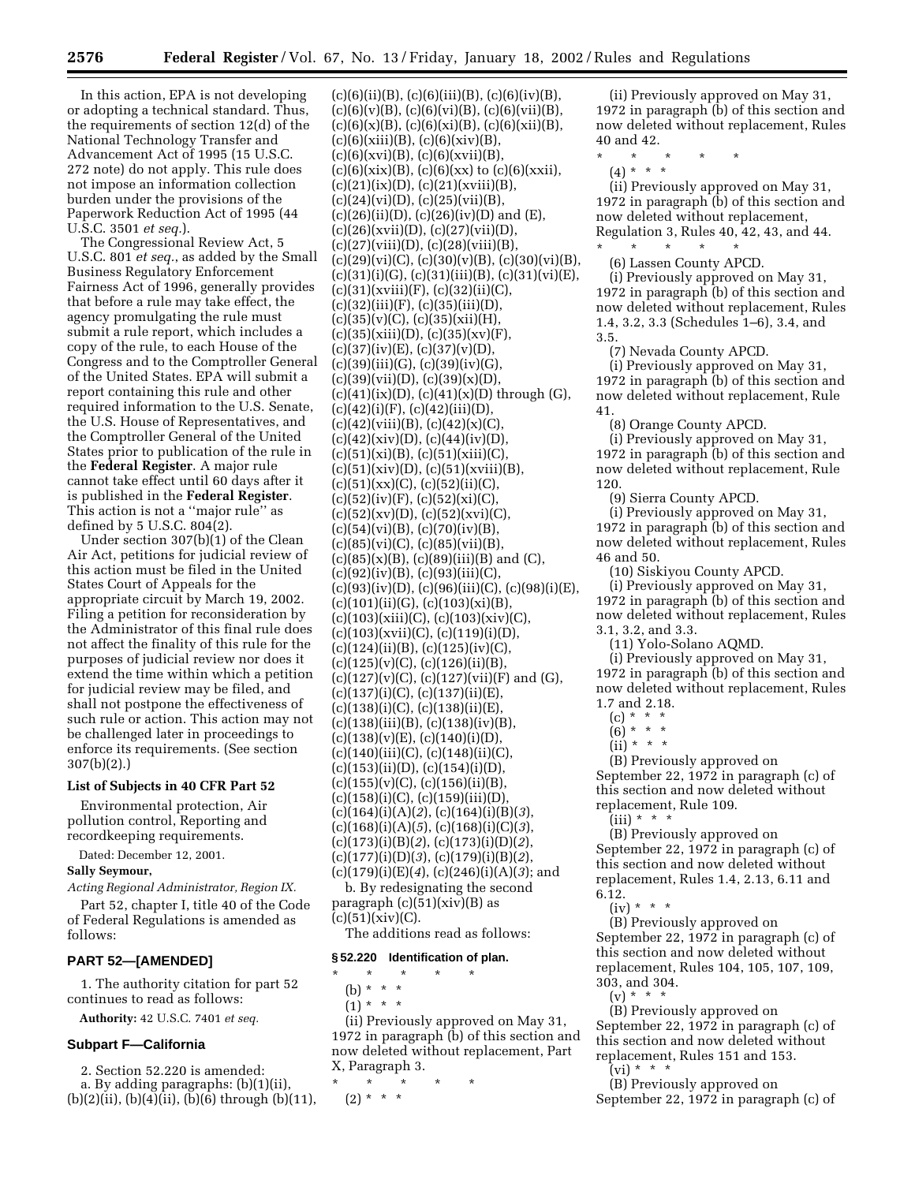In this action, EPA is not developing or adopting a technical standard. Thus, the requirements of section 12(d) of the National Technology Transfer and Advancement Act of 1995 (15 U.S.C. 272 note) do not apply. This rule does not impose an information collection burden under the provisions of the Paperwork Reduction Act of 1995 (44 U.S.C. 3501 *et seq.*).

The Congressional Review Act, 5 U.S.C. 801 *et seq.*, as added by the Small Business Regulatory Enforcement Fairness Act of 1996, generally provides that before a rule may take effect, the agency promulgating the rule must submit a rule report, which includes a copy of the rule, to each House of the Congress and to the Comptroller General of the United States. EPA will submit a report containing this rule and other required information to the U.S. Senate, the U.S. House of Representatives, and the Comptroller General of the United States prior to publication of the rule in the **Federal Register**. A major rule cannot take effect until 60 days after it is published in the **Federal Register**. This action is not a ''major rule'' as defined by 5 U.S.C. 804(2).

Under section 307(b)(1) of the Clean Air Act, petitions for judicial review of this action must be filed in the United States Court of Appeals for the appropriate circuit by March 19, 2002. Filing a petition for reconsideration by the Administrator of this final rule does not affect the finality of this rule for the purposes of judicial review nor does it extend the time within which a petition for judicial review may be filed, and shall not postpone the effectiveness of such rule or action. This action may not be challenged later in proceedings to enforce its requirements. (See section 307(b)(2).)

**List of Subjects in 40 CFR Part 52**

Environmental protection, Air pollution control, Reporting and recordkeeping requirements.

Dated: December 12, 2001.

**Sally Seymour,**

*Acting Regional Administrator, Region IX.*

Part 52, chapter I, title 40 of the Code of Federal Regulations is amended as follows:

## PART 52—[AMENDED]

1. The authority citation for part 52 continues to read as follows:

**Authority:** 42 U.S.C. 7401 *et seq.*

### Subpart F—California

2. Section 52.220 is amended:

a. By adding paragraphs: (b)(1)(ii), (b)(2)(ii), (b)(4)(ii), (b)(6) through (b)(11), (c)(6)(ii)(B), (c)(6)(iii)(B), (c)(6)(iv)(B), (c)(6)(v)(B), (c)(6)(vi)(B), (c)(6)(vii)(B), (c)(6)(x)(B), (c)(6)(xi)(B), (c)(6)(xii)(B), (c)(6)(xiii)(B), (c)(6)(xiv)(B), (c)(6)(xvi)(B), (c)(6)(xvii)(B), (c)(6)(xix)(B), (c)(6)(xx) to (c)(6)(xxii), (c)(21)(ix)(D), (c)(21)(xviii)(B), (c)(24)(vi)(D), (c)(25)(vii)(B), (c)(26)(ii)(D), (c)(26)(iv)(D) and (E), (c)(26)(xvii)(D), (c)(27)(vii)(D), (c)(27)(viii)(D), (c)(28)(viii)(B), (c)(29)(vi)(C), (c)(30)(v)(B), (c)(30)(vi)(B), (c)(31)(i)(G), (c)(31)(iii)(B), (c)(31)(vi)(E), (c)(31)(xviii)(F), (c)(32)(ii)(C), (c)(32)(iii)(F), (c)(35)(iii)(D), (c)(35)(v)(C), (c)(35)(xii)(H), (c)(35)(xiii)(D), (c)(35)(xv)(F), (c)(37)(iv)(E), (c)(37)(v)(D), (c)(39)(iii)(G), (c)(39)(iv)(G), (c)(39)(vii)(D), (c)(39)(x)(D), (c)(41)(ix)(D), (c)(41)(x)(D) through (G), (c)(42)(i)(F), (c)(42)(iii)(D), (c)(42)(viii)(B), (c)(42)(x)(C), (c)(42)(xiv)(D), (c)(44)(iv)(D), (c)(51)(xi)(B), (c)(51)(xiii)(C), (c)(51)(xiv)(D), (c)(51)(xviii)(B), (c)(51)(xx)(C), (c)(52)(ii)(C), (c)(52)(iv)(F), (c)(52)(xi)(C), (c)(52)(xv)(D), (c)(52)(xvi)(C), (c)(54)(vi)(B), (c)(70)(iv)(B), (c)(85)(vi)(C), (c)(85)(vii)(B), (c)(85)(x)(B), (c)(89)(iii)(B) and (C), (c)(92)(iv)(B), (c)(93)(iii)(C), (c)(93)(iv)(D), (c)(96)(iii)(C), (c)(98)(i)(E), (c)(101)(ii)(G), (c)(103)(xi)(B), (c)(103)(xiii)(C), (c)(103)(xiv)(C), (c)(103)(xvii)(C), (c)(119)(i)(D), (c)(124)(ii)(B), (c)(125)(iv)(C), (c)(125)(v)(C), (c)(126)(ii)(B), (c)(127)(v)(C), (c)(127)(vii)(F) and (G), (c)(137)(i)(C), (c)(137)(ii)(E), (c)(138)(i)(C), (c)(138)(ii)(E), (c)(138)(iii)(B), (c)(138)(iv)(B), (c)(138)(v)(E), (c)(140)(i)(D), (c)(140)(iii)(C), (c)(148)(ii)(C), (c)(153)(ii)(D), (c)(154)(i)(D), (c)(155)(v)(C), (c)(156)(ii)(B), (c)(158)(i)(C), (c)(159)(iii)(D), (c)(164)(i)(A)(*2*), (c)(164)(i)(B)(*3*), (c)(168)(i)(A)(*5*), (c)(168)(i)(C)(*3*), (c)(173)(i)(B)(*2*), (c)(173)(i)(D)(*2*), (c)(177)(i)(D)(*3*), (c)(179)(i)(B)(*2*), (c)(179)(i)(E)(*4*), (c)(246)(i)(A)(*3*); and

b. By redesignating the second paragraph (c)(51)(xiv)(B) as (c)(51)(xiv)(C).

The additions read as follows:

**§ 52.220 Identification of plan.**

\* \* \* \* \*

(b) \* \* \*

(1) \* \* \*

(ii) Previously approved on May 31, 1972 in paragraph (b) of this section and now deleted without replacement, Part X, Paragraph 3.

\* \* \* \* \*

(2) \* \* \*

(ii) Previously approved on May 31, 1972 in paragraph (b) of this section and now deleted without replacement, Rules 40 and 42.

\* \* \* \* \*

(4) \* \* \*

(ii) Previously approved on May 31, 1972 in paragraph (b) of this section and now deleted without replacement, Regulation 3, Rules 40, 42, 43, and 44.

\* \* \* \* \*

(6) Lassen County APCD.

(i) Previously approved on May 31, 1972 in paragraph (b) of this section and now deleted without replacement, Rules 1.4, 3.2, 3.3 (Schedules 1–6), 3.4, and 3.5.

(7) Nevada County APCD.

(i) Previously approved on May 31, 1972 in paragraph (b) of this section and now deleted without replacement, Rule 41.

(8) Orange County APCD.

(i) Previously approved on May 31, 1972 in paragraph (b) of this section and now deleted without replacement, Rule 120.

(9) Sierra County APCD.

(i) Previously approved on May 31, 1972 in paragraph (b) of this section and now deleted without replacement, Rules 46 and 50.

(10) Siskiyou County APCD.

(i) Previously approved on May 31, 1972 in paragraph (b) of this section and now deleted without replacement, Rules 3.1, 3.2, and 3.3.

(11) Yolo-Solano AQMD.

(i) Previously approved on May 31, 1972 in paragraph (b) of this section and now deleted without replacement, Rules 1.7 and 2.18.

(c) \* \* \*

(6) \* \* \*

(ii) \* \* \*

(B) Previously approved on September 22, 1972 in paragraph (c) of this section and now deleted without replacement, Rule 109.

(iii) \* \* \*

(B) Previously approved on September 22, 1972 in paragraph (c) of this section and now deleted without replacement, Rules 1.4, 2.13, 6.11 and 6.12.

(iv) \* \* \*

(B) Previously approved on September 22, 1972 in paragraph (c) of this section and now deleted without replacement, Rules 104, 105, 107, 109, 303, and 304.

(v) \* \* \*

(B) Previously approved on September 22, 1972 in paragraph (c) of this section and now deleted without replacement, Rules 151 and 153.

(vi) \* \* \*

(B) Previously approved on September 22, 1972 in paragraph (c) of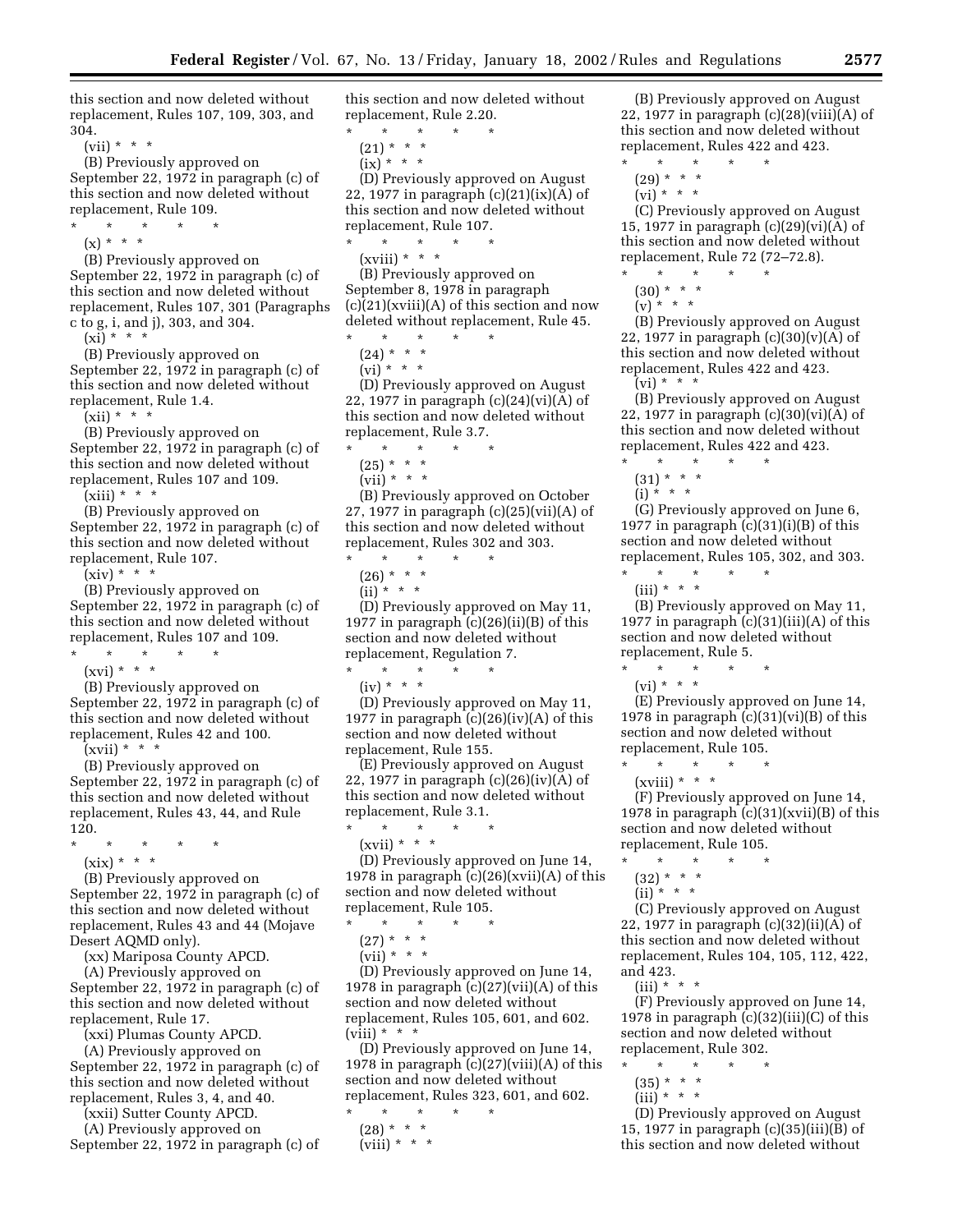this section and now deleted without replacement, Rules 107, 109, 303, and 304.

(vii) * * *

(B) Previously approved on September 22, 1972 in paragraph (c) of this section and now deleted without replacement, Rule 109.

* * * * *

(x) * * *

(B) Previously approved on September 22, 1972 in paragraph (c) of this section and now deleted without replacement, Rules 107, 301 (Paragraphs c to g, i, and j), 303, and 304.

(xi) * * *

(B) Previously approved on September 22, 1972 in paragraph (c) of this section and now deleted without replacement, Rule 1.4.

(xii) * * *

(B) Previously approved on September 22, 1972 in paragraph (c) of this section and now deleted without replacement, Rules 107 and 109.

(xiii) * * *

(B) Previously approved on September 22, 1972 in paragraph (c) of this section and now deleted without replacement, Rule 107.

(xiv) * * *

(B) Previously approved on September 22, 1972 in paragraph (c) of this section and now deleted without replacement, Rules 107 and 109.

* * * * *

(xvi) * * *

(B) Previously approved on September 22, 1972 in paragraph (c) of this section and now deleted without replacement, Rules 42 and 100.

(xvii) * * *

(B) Previously approved on September 22, 1972 in paragraph (c) of this section and now deleted without replacement, Rules 43, 44, and Rule 120.

* * * * *

(xix) * * *

(B) Previously approved on September 22, 1972 in paragraph (c) of this section and now deleted without replacement, Rules 43 and 44 (Mojave Desert AQMD only).

(xx) Mariposa County APCD.

(A) Previously approved on September 22, 1972 in paragraph (c) of this section and now deleted without replacement, Rule 17.

(xxi) Plumas County APCD.

(A) Previously approved on September 22, 1972 in paragraph (c) of this section and now deleted without replacement, Rules 3, 4, and 40.

(xxii) Sutter County APCD.

(A) Previously approved on September 22, 1972 in paragraph (c) of this section and now deleted without replacement, Rule 2.20.

* * * * *

(21) * * *

(ix) * * *

(D) Previously approved on August 22, 1977 in paragraph (c)(21)(ix)(A) of this section and now deleted without replacement, Rule 107.

* * * * *

(xviii) * * *

(B) Previously approved on September 8, 1978 in paragraph (c)(21)(xviii)(A) of this section and now deleted without replacement, Rule 45.

* * * * *

(24) * * *

(vi) * * *

(D) Previously approved on August 22, 1977 in paragraph (c)(24)(vi)(A) of this section and now deleted without replacement, Rule 3.7.

* * * * *

(25) * * *

(vii) * * *

(B) Previously approved on October 27, 1977 in paragraph (c)(25)(vii)(A) of this section and now deleted without replacement, Rules 302 and 303.

* * * * *

(26) * * *

(ii) * * *

(D) Previously approved on May 11, 1977 in paragraph (c)(26)(ii)(B) of this section and now deleted without replacement, Regulation 7.

* * * * *

(iv) * * *

(D) Previously approved on May 11, 1977 in paragraph (c)(26)(iv)(A) of this section and now deleted without replacement, Rule 155.

(E) Previously approved on August 22, 1977 in paragraph (c)(26)(iv)(A) of this section and now deleted without replacement, Rule 3.1.

* * * * *

(xvii) * * *

(D) Previously approved on June 14, 1978 in paragraph (c)(26)(xvii)(A) of this section and now deleted without replacement, Rule 105.

* * * * *

(27) * * *

(vii) * * *

(D) Previously approved on June 14, 1978 in paragraph (c)(27)(vii)(A) of this section and now deleted without replacement, Rules 105, 601, and 602.

(viii) * * *

(D) Previously approved on June 14, 1978 in paragraph (c)(27)(viii)(A) of this section and now deleted without replacement, Rules 323, 601, and 602.

* * * * *

(28) * * *

(viii) * * *

(B) Previously approved on August 22, 1977 in paragraph (c)(28)(viii)(A) of this section and now deleted without replacement, Rules 422 and 423.

* * * * *

(29) * * *

(vi) * * *

(C) Previously approved on August 15, 1977 in paragraph (c)(29)(vi)(A) of this section and now deleted without replacement, Rule 72 (72–72.8).

* * * * *

(30) * * *

(v) * * *

(B) Previously approved on August 22, 1977 in paragraph (c)(30)(v)(A) of this section and now deleted without replacement, Rules 422 and 423.

(vi) * * *

(B) Previously approved on August 22, 1977 in paragraph (c)(30)(vi)(A) of this section and now deleted without replacement, Rules 422 and 423.

* * * * *

(31) * * *

(i) * * *

(G) Previously approved on June 6, 1977 in paragraph (c)(31)(i)(B) of this section and now deleted without replacement, Rules 105, 302, and 303.

* * * * *

(iii) * * *

(B) Previously approved on May 11, 1977 in paragraph (c)(31)(iii)(A) of this section and now deleted without replacement, Rule 5.

* * * * *

(vi) * * *

(E) Previously approved on June 14, 1978 in paragraph (c)(31)(vi)(B) of this section and now deleted without replacement, Rule 105.

* * * * *

(xviii) * * *

(F) Previously approved on June 14, 1978 in paragraph (c)(31)(xvii)(B) of this section and now deleted without replacement, Rule 105.

* * * * *

(32) * * *

(ii) * * *

(C) Previously approved on August 22, 1977 in paragraph (c)(32)(ii)(A) of this section and now deleted without replacement, Rules 104, 105, 112, 422, and 423.

(iii) * * *

(F) Previously approved on June 14, 1978 in paragraph (c)(32)(iii)(C) of this section and now deleted without replacement, Rule 302.

* * * * *

(35) * * *

(iii) * * *

(D) Previously approved on August 15, 1977 in paragraph (c)(35)(iii)(B) of this section and now deleted without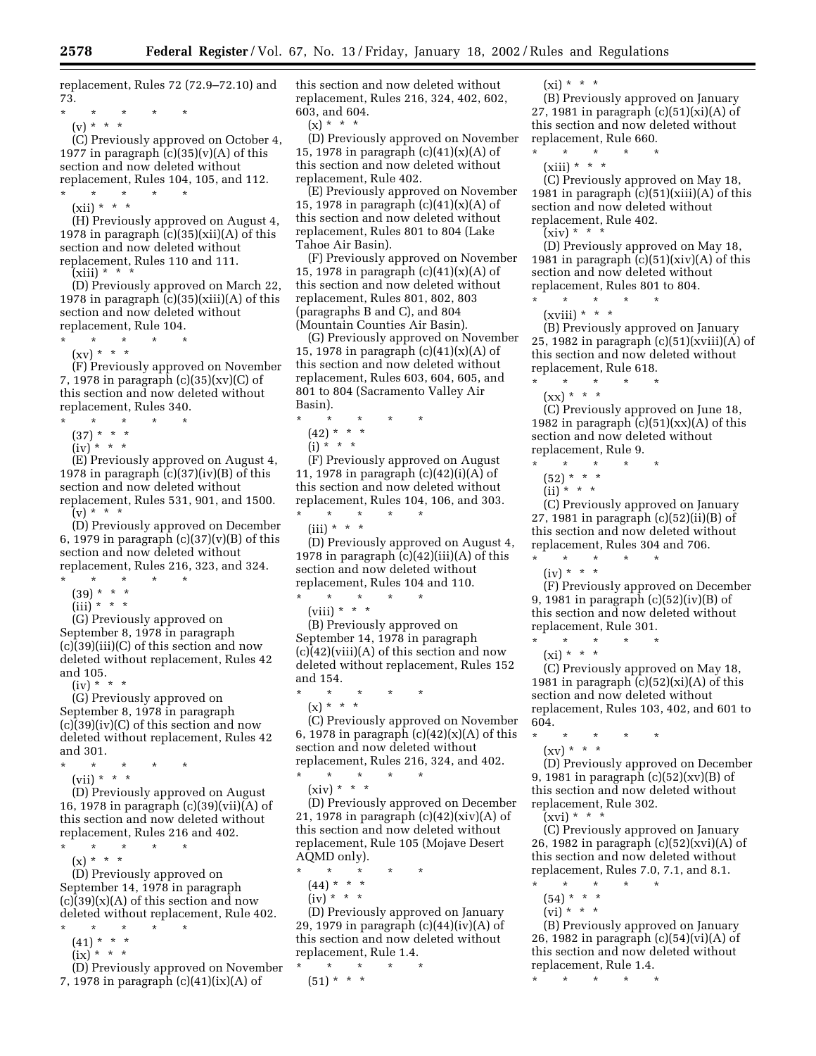replacement, Rules 72 (72.9–72.10) and 73.

\* \* \* \* \*

(v) \* \* \*

(C) Previously approved on October 4, 1977 in paragraph (c)(35)(v)(A) of this section and now deleted without replacement, Rules 104, 105, and 112.

\* \* \* \* \*

(xii) \* \* \*

(H) Previously approved on August 4, 1978 in paragraph (c)(35)(xii)(A) of this section and now deleted without replacement, Rules 110 and 111.

(xiii) \* \* \*

(D) Previously approved on March 22, 1978 in paragraph (c)(35)(xiii)(A) of this section and now deleted without replacement, Rule 104.

\* \* \* \* \*

(xv) \* \* \*

(F) Previously approved on November 7, 1978 in paragraph (c)(35)(xv)(C) of this section and now deleted without replacement, Rules 340.

\* \* \* \* \*

(37) \* \* \*

(iv) \* \* \*

(E) Previously approved on August 4, 1978 in paragraph (c)(37)(iv)(B) of this section and now deleted without replacement, Rules 531, 901, and 1500.

(v) \* \* \*

(D) Previously approved on December 6, 1979 in paragraph (c)(37)(v)(B) of this section and now deleted without replacement, Rules 216, 323, and 324.

\* \* \* \* \*

(39) \* \* \*

(iii) \* \* \*

(G) Previously approved on September 8, 1978 in paragraph (c)(39)(iii)(C) of this section and now deleted without replacement, Rules 42 and 105.

(iv) \* \* \*

(G) Previously approved on September 8, 1978 in paragraph (c)(39)(iv)(C) of this section and now deleted without replacement, Rules 42 and 301.

\* \* \* \* \*

(vii) \* \* \*

(D) Previously approved on August 16, 1978 in paragraph (c)(39)(vii)(A) of this section and now deleted without replacement, Rules 216 and 402.

\* \* \* \* \*

(x) \* \* \*

(D) Previously approved on September 14, 1978 in paragraph (c)(39)(x)(A) of this section and now deleted without replacement, Rule 402.

\* \* \* \* \*

(41) \* \* \*

(ix) \* \* \*

(D) Previously approved on November 7, 1978 in paragraph (c)(41)(ix)(A) of this section and now deleted without replacement, Rules 216, 324, 402, 602, 603, and 604.

(x) \* \* \*

(D) Previously approved on November 15, 1978 in paragraph (c)(41)(x)(A) of this section and now deleted without replacement, Rule 402.

(E) Previously approved on November 15, 1978 in paragraph (c)(41)(x)(A) of this section and now deleted without replacement, Rules 801 to 804 (Lake Tahoe Air Basin).

(F) Previously approved on November 15, 1978 in paragraph (c)(41)(x)(A) of this section and now deleted without replacement, Rules 801, 802, 803 (paragraphs B and C), and 804 (Mountain Counties Air Basin).

(G) Previously approved on November 15, 1978 in paragraph (c)(41)(x)(A) of this section and now deleted without replacement, Rules 603, 604, 605, and 801 to 804 (Sacramento Valley Air Basin).

\* \* \* \* \*

(42) \* \* \*

(i) \* \* \*

(F) Previously approved on August 11, 1978 in paragraph (c)(42)(i)(A) of this section and now deleted without replacement, Rules 104, 106, and 303.

\* \* \* \* \*

(iii) \* \* \*

(D) Previously approved on August 4, 1978 in paragraph (c)(42)(iii)(A) of this section and now deleted without replacement, Rules 104 and 110.

\* \* \* \* \*

(viii) \* \* \*

(B) Previously approved on September 14, 1978 in paragraph (c)(42)(viii)(A) of this section and now deleted without replacement, Rules 152 and 154.

\* \* \* \* \*

(x) \* \* \*

(C) Previously approved on November 6, 1978 in paragraph (c)(42)(x)(A) of this section and now deleted without replacement, Rules 216, 324, and 402.

\* \* \* \* \*

(xiv) \* \* \*

(D) Previously approved on December 21, 1978 in paragraph (c)(42)(xiv)(A) of this section and now deleted without replacement, Rule 105 (Mojave Desert AQMD only).

\* \* \* \* \*

(44) \* \* \*

(iv) \* \* \*

(D) Previously approved on January 29, 1979 in paragraph (c)(44)(iv)(A) of this section and now deleted without replacement, Rule 1.4.

\* \* \* \* \*

(51) \* \* \*

(xi) \* \* \*

(B) Previously approved on January 27, 1981 in paragraph (c)(51)(xi)(A) of this section and now deleted without replacement, Rule 660.

\* \* \* \* \*

(xiii) \* \* \*

(C) Previously approved on May 18, 1981 in paragraph (c)(51)(xiii)(A) of this section and now deleted without replacement, Rule 402.

(xiv) \* \* \*

(D) Previously approved on May 18, 1981 in paragraph (c)(51)(xiv)(A) of this section and now deleted without replacement, Rules 801 to 804.

\* \* \* \* \*

(xviii) \* \* \*

(B) Previously approved on January 25, 1982 in paragraph (c)(51)(xviii)(A) of this section and now deleted without replacement, Rule 618.

\* \* \* \* \*

(xx) \* \* \*

(C) Previously approved on June 18, 1982 in paragraph (c)(51)(xx)(A) of this section and now deleted without replacement, Rule 9.

\* \* \* \* \*

(52) \* \* \*

(ii) \* \* \*

(C) Previously approved on January 27, 1981 in paragraph (c)(52)(ii)(B) of this section and now deleted without replacement, Rules 304 and 706.

\* \* \* \* \*

(iv) \* \* \*

(F) Previously approved on December 9, 1981 in paragraph (c)(52)(iv)(B) of this section and now deleted without replacement, Rule 301.

\* \* \* \* \*

(xi) \* \* \*

(C) Previously approved on May 18, 1981 in paragraph (c)(52)(xi)(A) of this section and now deleted without replacement, Rules 103, 402, and 601 to 604.

\* \* \* \* \*

(xv) \* \* \*

(D) Previously approved on December 9, 1981 in paragraph (c)(52)(xv)(B) of this section and now deleted without replacement, Rule 302.

(xvi) \* \* \*

(C) Previously approved on January 26, 1982 in paragraph (c)(52)(xvi)(A) of this section and now deleted without replacement, Rules 7.0, 7.1, and 8.1.

\* \* \* \* \*

(54) \* \* \*

(vi) \* \* \*

(B) Previously approved on January 26, 1982 in paragraph (c)(54)(vi)(A) of this section and now deleted without replacement, Rule 1.4.

\* \* \* \* \*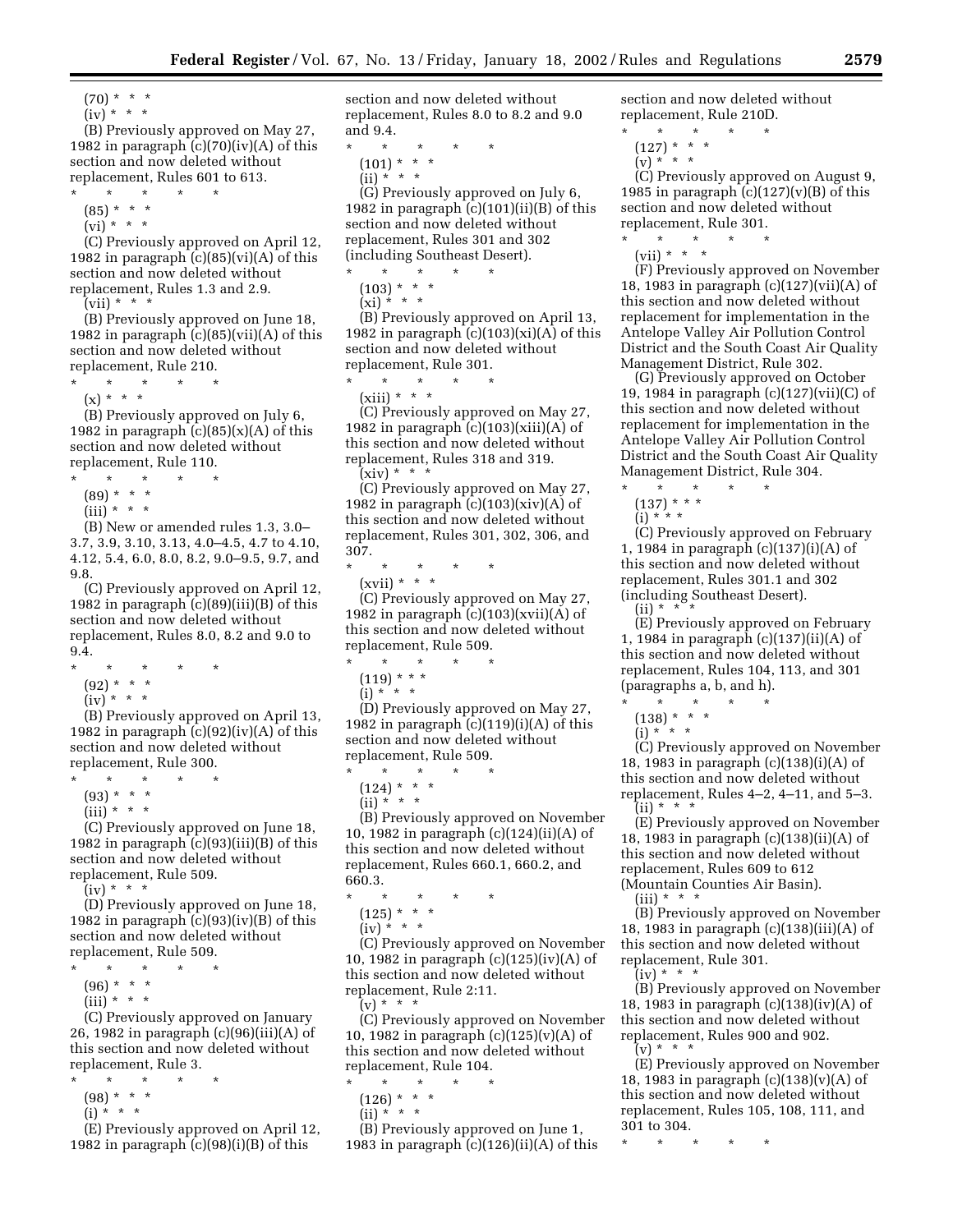(70) * * *

(iv) * * *

(B) Previously approved on May 27, 1982 in paragraph (c)(70)(iv)(A) of this section and now deleted without replacement, Rules 601 to 613.

\* \* \* \* \*

(85) * * *

(vi) * * *

(C) Previously approved on April 12, 1982 in paragraph (c)(85)(vi)(A) of this section and now deleted without replacement, Rules 1.3 and 2.9.

(vii) * * *

(B) Previously approved on June 18, 1982 in paragraph (c)(85)(vii)(A) of this section and now deleted without replacement, Rule 210.

\* \* \* \* \*

(x) * * *

(B) Previously approved on July 6, 1982 in paragraph (c)(85)(x)(A) of this section and now deleted without replacement, Rule 110.

\* \* \* \* \*

(89) * * *

(iii) * * *

(B) New or amended rules 1.3, 3.0–3.7, 3.9, 3.10, 3.13, 4.0–4.5, 4.7 to 4.10, 4.12, 5.4, 6.0, 8.0, 8.2, 9.0–9.5, 9.7, and 9.8.

(C) Previously approved on April 12, 1982 in paragraph (c)(89)(iii)(B) of this section and now deleted without replacement, Rules 8.0, 8.2 and 9.0 to 9.4.

\* \* \* \* \*

(92) * * *

(iv) * * *

(B) Previously approved on April 13, 1982 in paragraph (c)(92)(iv)(A) of this section and now deleted without replacement, Rule 300.

\* \* \* \* \*

(93) * * *

(iii) * * *

(C) Previously approved on June 18, 1982 in paragraph (c)(93)(iii)(B) of this section and now deleted without replacement, Rule 509.

(iv) * * *

(D) Previously approved on June 18, 1982 in paragraph (c)(93)(iv)(B) of this section and now deleted without replacement, Rule 509.

\* \* \* \* \*

(96) * * *

(iii) * * *

(C) Previously approved on January 26, 1982 in paragraph (c)(96)(iii)(A) of this section and now deleted without replacement, Rule 3.

\* \* \* \* \*

(98) * * *

(i) * * *

(E) Previously approved on April 12, 1982 in paragraph (c)(98)(i)(B) of this section and now deleted without replacement, Rules 8.0 to 8.2 and 9.0 and 9.4.

\* \* \* \* \*

(101) * * *

(ii) * * *

(G) Previously approved on July 6, 1982 in paragraph (c)(101)(ii)(B) of this section and now deleted without replacement, Rules 301 and 302 (including Southeast Desert).

\* \* \* \* \*

(103) * * *

(xi) * * *

(B) Previously approved on April 13, 1982 in paragraph (c)(103)(xi)(A) of this section and now deleted without replacement, Rule 301.

\* \* \* \* \*

(xiii) * * *

(C) Previously approved on May 27, 1982 in paragraph (c)(103)(xiii)(A) of this section and now deleted without replacement, Rules 318 and 319.

(xiv) * * *

(C) Previously approved on May 27, 1982 in paragraph (c)(103)(xiv)(A) of this section and now deleted without replacement, Rules 301, 302, 306, and 307.

\* \* \* \* \*

(xvii) * * *

(C) Previously approved on May 27, 1982 in paragraph (c)(103)(xvii)(A) of this section and now deleted without replacement, Rule 509.

\* \* \* \* \*

(119) * * *

(i) * * *

(D) Previously approved on May 27, 1982 in paragraph (c)(119)(i)(A) of this section and now deleted without replacement, Rule 509.

\* \* \* \* \*

(124) * * *

(ii) * * *

(B) Previously approved on November 10, 1982 in paragraph (c)(124)(ii)(A) of this section and now deleted without replacement, Rules 660.1, 660.2, and 660.3.

\* \* \* \* \*

(125) * * *

(iv) * * *

(C) Previously approved on November 10, 1982 in paragraph (c)(125)(iv)(A) of this section and now deleted without replacement, Rule 2:11.

(v) * * *

(C) Previously approved on November 10, 1982 in paragraph (c)(125)(v)(A) of this section and now deleted without replacement, Rule 104.

\* \* \* \* \*

(126) * * *

(ii) * * *

(B) Previously approved on June 1, 1983 in paragraph (c)(126)(ii)(A) of this section and now deleted without replacement, Rule 210D.

\* \* \* \* \*

(127) * * *

(v) * * *

(C) Previously approved on August 9, 1985 in paragraph (c)(127)(v)(B) of this section and now deleted without replacement, Rule 301.

\* \* \* \* \*

(vii) * * *

(F) Previously approved on November 18, 1983 in paragraph (c)(127)(vii)(A) of this section and now deleted without replacement for implementation in the Antelope Valley Air Pollution Control District and the South Coast Air Quality Management District, Rule 302.

(G) Previously approved on October 19, 1984 in paragraph (c)(127)(vii)(C) of this section and now deleted without replacement for implementation in the Antelope Valley Air Pollution Control District and the South Coast Air Quality Management District, Rule 304.

\* \* \* \* \*

(137) * * *

(i) * * *

(C) Previously approved on February 1, 1984 in paragraph (c)(137)(i)(A) of this section and now deleted without replacement, Rules 301.1 and 302 (including Southeast Desert).

(ii) * * *

(E) Previously approved on February 1, 1984 in paragraph (c)(137)(ii)(A) of this section and now deleted without replacement, Rules 104, 113, and 301 (paragraphs a, b, and h).

\* \* \* \* \*

(138) * * *

(i) * * *

(C) Previously approved on November 18, 1983 in paragraph (c)(138)(i)(A) of this section and now deleted without replacement, Rules 4–2, 4–11, and 5–3.

(ii) * * *

(E) Previously approved on November 18, 1983 in paragraph (c)(138)(ii)(A) of this section and now deleted without replacement, Rules 609 to 612 (Mountain Counties Air Basin).

(iii) * * *

(B) Previously approved on November 18, 1983 in paragraph (c)(138)(iii)(A) of this section and now deleted without replacement, Rule 301.

(iv) * * *

(B) Previously approved on November 18, 1983 in paragraph (c)(138)(iv)(A) of this section and now deleted without replacement, Rules 900 and 902.

(v) * * *

(E) Previously approved on November 18, 1983 in paragraph (c)(138)(v)(A) of this section and now deleted without replacement, Rules 105, 108, 111, and 301 to 304.

\* \* \* \* \*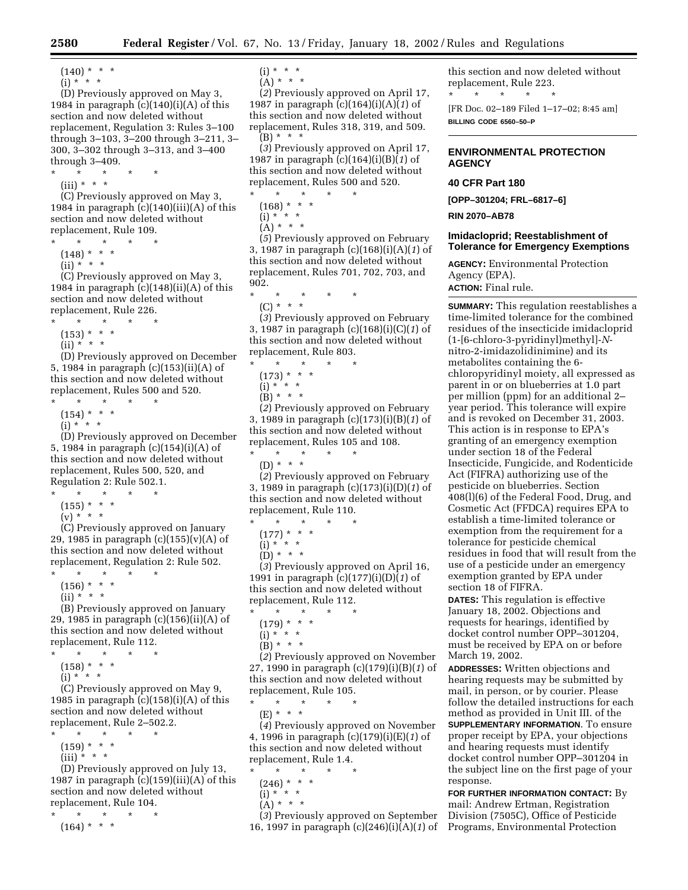(140) * * *

(i) * * *

(D) Previously approved on May 3, 1984 in paragraph (c)(140)(i)(A) of this section and now deleted without replacement, Regulation 3: Rules 3–100 through 3–103, 3–200 through 3–211, 3–300, 3–302 through 3–313, and 3–400 through 3–409.

\* \* \* \* \*

(iii) * * *

(C) Previously approved on May 3, 1984 in paragraph (c)(140)(iii)(A) of this section and now deleted without replacement, Rule 109.

\* \* \* \* \*

(148) * * *

(ii) * * *

(C) Previously approved on May 3, 1984 in paragraph (c)(148)(ii)(A) of this section and now deleted without replacement, Rule 226.

\* \* \* \* \*

(153) * * *

(ii) * * *

(D) Previously approved on December 5, 1984 in paragraph (c)(153)(ii)(A) of this section and now deleted without replacement, Rules 500 and 520.

\* \* \* \* \*

(154) * * *

(i) * * *

(D) Previously approved on December 5, 1984 in paragraph (c)(154)(i)(A) of this section and now deleted without replacement, Rules 500, 520, and Regulation 2: Rule 502.1.

\* \* \* \* \*

(155) * * *

(v) * * *

(C) Previously approved on January 29, 1985 in paragraph (c)(155)(v)(A) of this section and now deleted without replacement, Regulation 2: Rule 502.

\* \* \* \* \*

(156) * * *

(ii) * * *

(B) Previously approved on January 29, 1985 in paragraph (c)(156)(ii)(A) of this section and now deleted without replacement, Rule 112.

\* \* \* \* \*

(158) * * *

(i) * * *

(C) Previously approved on May 9, 1985 in paragraph (c)(158)(i)(A) of this section and now deleted without replacement, Rule 2–502.2.

\* \* \* \* \*

(159) * * *

(iii) * * *

(D) Previously approved on July 13, 1987 in paragraph (c)(159)(iii)(A) of this section and now deleted without replacement, Rule 104.

\* \* \* \* \*

(164) * * *

(i) * * *

(A) * * *

(*2*) Previously approved on April 17, 1987 in paragraph (c)(164)(i)(A)(*1*) of this section and now deleted without replacement, Rules 318, 319, and 509.

(B) * * *

(*3*) Previously approved on April 17, 1987 in paragraph (c)(164)(i)(B)(*1*) of this section and now deleted without replacement, Rules 500 and 520.

\* \* \* \* \*

(168) * * *

(i) * * *

(A) * * *

(*5*) Previously approved on February 3, 1987 in paragraph (c)(168)(i)(A)(*1*) of this section and now deleted without replacement, Rules 701, 702, 703, and 902.

\* \* \* \* \*

(C) * * *

(*3*) Previously approved on February 3, 1987 in paragraph (c)(168)(i)(C)(*1*) of this section and now deleted without replacement, Rule 803.

\* \* \* \* \*

(173) * * *

(i) * * *

(B) * * *

(*2*) Previously approved on February 3, 1989 in paragraph (c)(173)(i)(B)(*1*) of this section and now deleted without replacement, Rules 105 and 108.

\* \* \* \* \*

(D) * * *

(*2*) Previously approved on February 3, 1989 in paragraph (c)(173)(i)(D)(*1*) of this section and now deleted without replacement, Rule 110.

\* \* \* \* \*

(177) * * *

(i) * * *

(D) * * *

(*3*) Previously approved on April 16, 1991 in paragraph (c)(177)(i)(D)(*1*) of this section and now deleted without replacement, Rule 112.

\* \* \* \* \*

(179) * * *

(i) * * *

(B) * * *

(*2*) Previously approved on November 27, 1990 in paragraph (c)(179)(i)(B)(*1*) of this section and now deleted without replacement, Rule 105.

\* \* \* \* \*

(E) * * *

(*4*) Previously approved on November 4, 1996 in paragraph (c)(179)(i)(E)(*1*) of this section and now deleted without replacement, Rule 1.4.

\* \* \* \* \*

(246) * * *

(i) * * *

(A) * * *

(*3*) Previously approved on September 16, 1997 in paragraph (c)(246)(i)(A)(*1*) of this section and now deleted without replacement, Rule 223.

\* \* \* \* \*

[FR Doc. 02–189 Filed 1–17–02; 8:45 am]

**BILLING CODE 6560–50–P**

---

## ENVIRONMENTAL PROTECTION AGENCY

### 40 CFR Part 180

**[OPP–301204; FRL–6817–6]**

**RIN 2070–AB78**

### Imidacloprid; Reestablishment of Tolerance for Emergency Exemptions

**AGENCY:** Environmental Protection Agency (EPA).

**ACTION:** Final rule.

---

**SUMMARY:** This regulation reestablishes a time-limited tolerance for the combined residues of the insecticide imidacloprid (1-[6-chloro-3-pyridinyl)methyl]-*N*-nitro-2-imidazolidinimine) and its metabolites containing the 6-chloropyridinyl moiety, all expressed as parent in or on blueberries at 1.0 part per million (ppm) for an additional 2–year period. This tolerance will expire and is revoked on December 31, 2003. This action is in response to EPA's granting of an emergency exemption under section 18 of the Federal Insecticide, Fungicide, and Rodenticide Act (FIFRA) authorizing use of the pesticide on blueberries. Section 408(l)(6) of the Federal Food, Drug, and Cosmetic Act (FFDCA) requires EPA to establish a time-limited tolerance or exemption from the requirement for a tolerance for pesticide chemical residues in food that will result from the use of a pesticide under an emergency exemption granted by EPA under section 18 of FIFRA.

**DATES:** This regulation is effective January 18, 2002. Objections and requests for hearings, identified by docket control number OPP–301204, must be received by EPA on or before March 19, 2002.

**ADDRESSES:** Written objections and hearing requests may be submitted by mail, in person, or by courier. Please follow the detailed instructions for each method as provided in Unit III. of the **SUPPLEMENTARY INFORMATION**. To ensure proper receipt by EPA, your objections and hearing requests must identify docket control number OPP–301204 in the subject line on the first page of your response.

**FOR FURTHER INFORMATION CONTACT:** By mail: Andrew Ertman, Registration Division (7505C), Office of Pesticide Programs, Environmental Protection